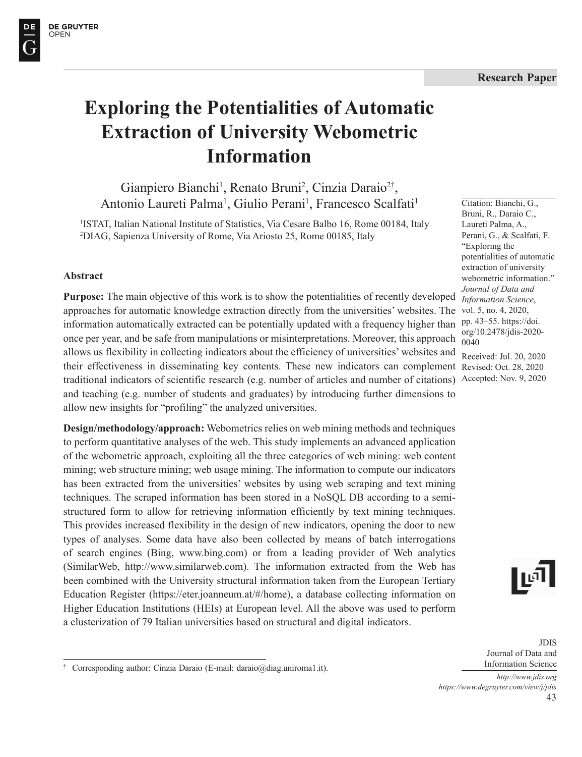Research Paper

# Exploring the Potentialities of Automatic Extraction of University Webometric Information

Gianpiero Bianchi[1], Renato Bruni[2], Cinzia Daraio[2†], Antonio Laureti Palma[1], Giulio Perani[1], Francesco Scalfati[1]

[1]ISTAT, Italian National Institute of Statistics, Via Cesare Balbo 16, Rome 00184, Italy
[2]DIAG, Sapienza University of Rome, Via Ariosto 25, Rome 00185, Italy

Citation: Bianchi, G., Bruni, R., Daraio C., Laureti Palma, A., Perani, G., & Scalfati, F. "Exploring the potentialities of automatic extraction of university webometric information." *Journal of Data and Information Science*, vol. 5, no. 4, 2020, pp. 43–55. https://doi.org/10.2478/jdis-2020-0040

Received: Jul. 20, 2020
Revised: Oct. 28, 2020
Accepted: Nov. 9, 2020

## Abstract

**Purpose:** The main objective of this work is to show the potentialities of recently developed approaches for automatic knowledge extraction directly from the universities' websites. The information automatically extracted can be potentially updated with a frequency higher than once per year, and be safe from manipulations or misinterpretations. Moreover, this approach allows us flexibility in collecting indicators about the efficiency of universities' websites and their effectiveness in disseminating key contents. These new indicators can complement traditional indicators of scientific research (e.g. number of articles and number of citations) and teaching (e.g. number of students and graduates) by introducing further dimensions to allow new insights for "profiling" the analyzed universities.

**Design/methodology/approach:** Webometrics relies on web mining methods and techniques to perform quantitative analyses of the web. This study implements an advanced application of the webometric approach, exploiting all the three categories of web mining: web content mining; web structure mining; web usage mining. The information to compute our indicators has been extracted from the universities' websites by using web scraping and text mining techniques. The scraped information has been stored in a NoSQL DB according to a semi-structured form to allow for retrieving information efficiently by text mining techniques. This provides increased flexibility in the design of new indicators, opening the door to new types of analyses. Some data have also been collected by means of batch interrogations of search engines (Bing, www.bing.com) or from a leading provider of Web analytics (SimilarWeb, http://www.similarweb.com). The information extracted from the Web has been combined with the University structural information taken from the European Tertiary Education Register (https://eter.joanneum.at/#/home), a database collecting information on Higher Education Institutions (HEIs) at European level. All the above was used to perform a clusterization of 79 Italian universities based on structural and digital indicators.

† Corresponding author: Cinzia Daraio (E-mail: daraio@diag.uniroma1.it).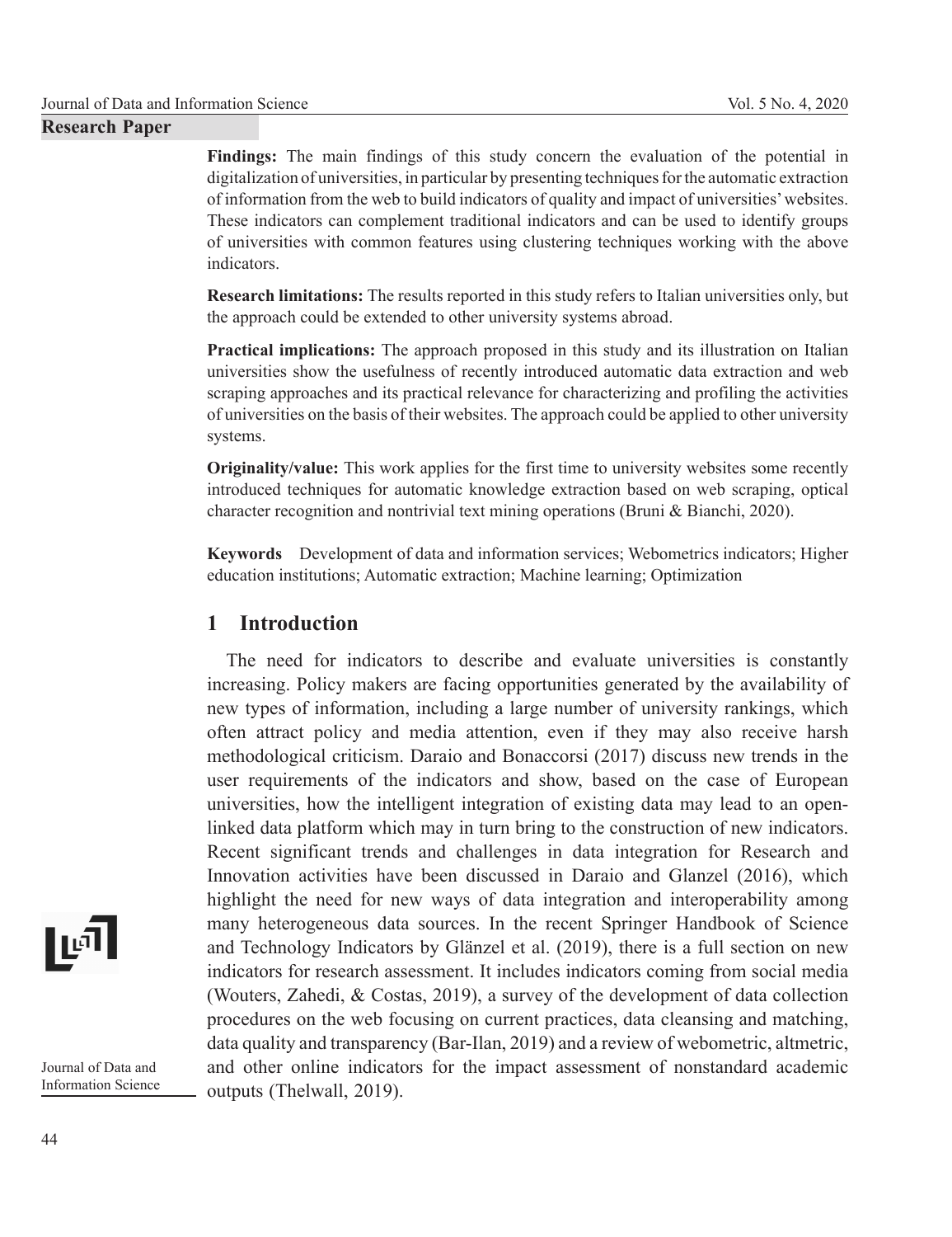**Findings:** The main findings of this study concern the evaluation of the potential in digitalization of universities, in particular by presenting techniques for the automatic extraction of information from the web to build indicators of quality and impact of universities' websites. These indicators can complement traditional indicators and can be used to identify groups of universities with common features using clustering techniques working with the above indicators.

**Research limitations:** The results reported in this study refers to Italian universities only, but the approach could be extended to other university systems abroad.

**Practical implications:** The approach proposed in this study and its illustration on Italian universities show the usefulness of recently introduced automatic data extraction and web scraping approaches and its practical relevance for characterizing and profiling the activities of universities on the basis of their websites. The approach could be applied to other university systems.

**Originality/value:** This work applies for the first time to university websites some recently introduced techniques for automatic knowledge extraction based on web scraping, optical character recognition and nontrivial text mining operations (Bruni & Bianchi, 2020).

**Keywords** Development of data and information services; Webometrics indicators; Higher education institutions; Automatic extraction; Machine learning; Optimization

## 1 Introduction

The need for indicators to describe and evaluate universities is constantly increasing. Policy makers are facing opportunities generated by the availability of new types of information, including a large number of university rankings, which often attract policy and media attention, even if they may also receive harsh methodological criticism. Daraio and Bonaccorsi (2017) discuss new trends in the user requirements of the indicators and show, based on the case of European universities, how the intelligent integration of existing data may lead to an open-linked data platform which may in turn bring to the construction of new indicators. Recent significant trends and challenges in data integration for Research and Innovation activities have been discussed in Daraio and Glanzel (2016), which highlight the need for new ways of data integration and interoperability among many heterogeneous data sources. In the recent Springer Handbook of Science and Technology Indicators by Glänzel et al. (2019), there is a full section on new indicators for research assessment. It includes indicators coming from social media (Wouters, Zahedi, & Costas, 2019), a survey of the development of data collection procedures on the web focusing on current practices, data cleansing and matching, data quality and transparency (Bar-Ilan, 2019) and a review of webometric, altmetric, and other online indicators for the impact assessment of nonstandard academic outputs (Thelwall, 2019).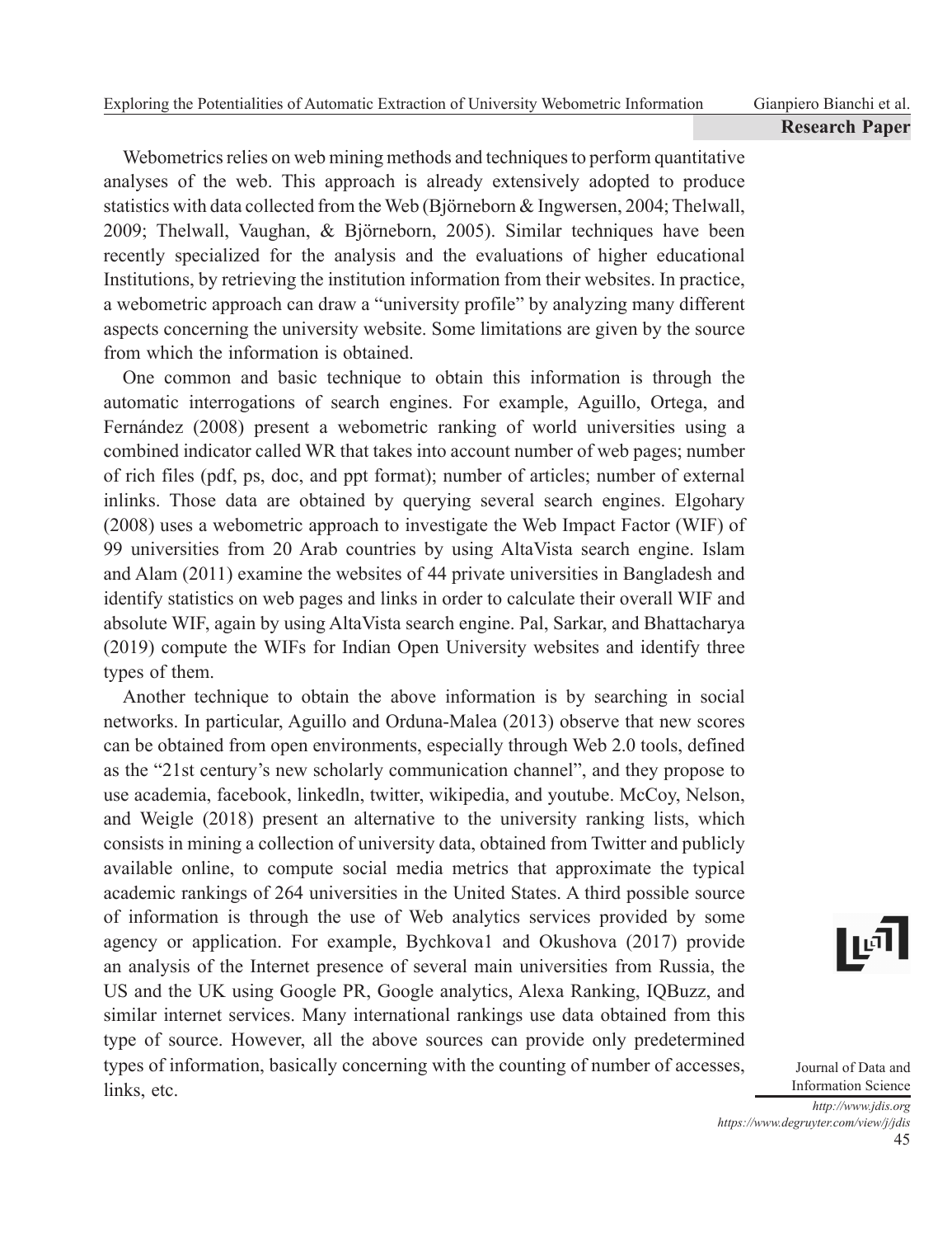Webometrics relies on web mining methods and techniques to perform quantitative analyses of the web. This approach is already extensively adopted to produce statistics with data collected from the Web (Björneborn & Ingwersen, 2004; Thelwall, 2009; Thelwall, Vaughan, & Björneborn, 2005). Similar techniques have been recently specialized for the analysis and the evaluations of higher educational Institutions, by retrieving the institution information from their websites. In practice, a webometric approach can draw a "university profile" by analyzing many different aspects concerning the university website. Some limitations are given by the source from which the information is obtained.

One common and basic technique to obtain this information is through the automatic interrogations of search engines. For example, Aguillo, Ortega, and Fernández (2008) present a webometric ranking of world universities using a combined indicator called WR that takes into account number of web pages; number of rich files (pdf, ps, doc, and ppt format); number of articles; number of external inlinks. Those data are obtained by querying several search engines. Elgohary (2008) uses a webometric approach to investigate the Web Impact Factor (WIF) of 99 universities from 20 Arab countries by using AltaVista search engine. Islam and Alam (2011) examine the websites of 44 private universities in Bangladesh and identify statistics on web pages and links in order to calculate their overall WIF and absolute WIF, again by using AltaVista search engine. Pal, Sarkar, and Bhattacharya (2019) compute the WIFs for Indian Open University websites and identify three types of them.

Another technique to obtain the above information is by searching in social networks. In particular, Aguillo and Orduna-Malea (2013) observe that new scores can be obtained from open environments, especially through Web 2.0 tools, defined as the "21st century's new scholarly communication channel", and they propose to use academia, facebook, linkedln, twitter, wikipedia, and youtube. McCoy, Nelson, and Weigle (2018) present an alternative to the university ranking lists, which consists in mining a collection of university data, obtained from Twitter and publicly available online, to compute social media metrics that approximate the typical academic rankings of 264 universities in the United States. A third possible source of information is through the use of Web analytics services provided by some agency or application. For example, Bychkova1 and Okushova (2017) provide an analysis of the Internet presence of several main universities from Russia, the US and the UK using Google PR, Google analytics, Alexa Ranking, IQBuzz, and similar internet services. Many international rankings use data obtained from this type of source. However, all the above sources can provide only predetermined types of information, basically concerning with the counting of number of accesses, links, etc.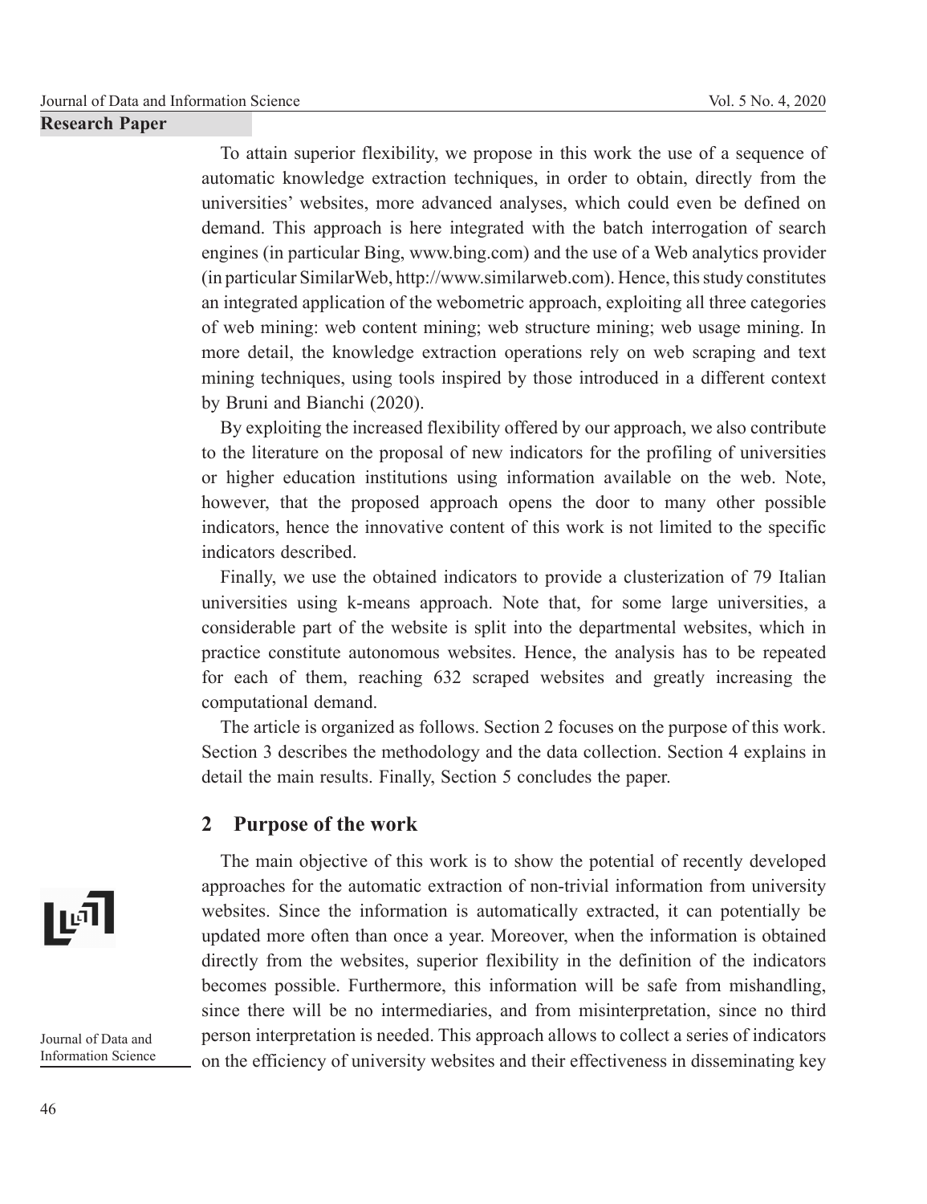To attain superior flexibility, we propose in this work the use of a sequence of automatic knowledge extraction techniques, in order to obtain, directly from the universities' websites, more advanced analyses, which could even be defined on demand. This approach is here integrated with the batch interrogation of search engines (in particular Bing, www.bing.com) and the use of a Web analytics provider (in particular SimilarWeb, http://www.similarweb.com). Hence, this study constitutes an integrated application of the webometric approach, exploiting all three categories of web mining: web content mining; web structure mining; web usage mining. In more detail, the knowledge extraction operations rely on web scraping and text mining techniques, using tools inspired by those introduced in a different context by Bruni and Bianchi (2020).

By exploiting the increased flexibility offered by our approach, we also contribute to the literature on the proposal of new indicators for the profiling of universities or higher education institutions using information available on the web. Note, however, that the proposed approach opens the door to many other possible indicators, hence the innovative content of this work is not limited to the specific indicators described.

Finally, we use the obtained indicators to provide a clusterization of 79 Italian universities using k-means approach. Note that, for some large universities, a considerable part of the website is split into the departmental websites, which in practice constitute autonomous websites. Hence, the analysis has to be repeated for each of them, reaching 632 scraped websites and greatly increasing the computational demand.

The article is organized as follows. Section 2 focuses on the purpose of this work. Section 3 describes the methodology and the data collection. Section 4 explains in detail the main results. Finally, Section 5 concludes the paper.

## 2 Purpose of the work

The main objective of this work is to show the potential of recently developed approaches for the automatic extraction of non-trivial information from university websites. Since the information is automatically extracted, it can potentially be updated more often than once a year. Moreover, when the information is obtained directly from the websites, superior flexibility in the definition of the indicators becomes possible. Furthermore, this information will be safe from mishandling, since there will be no intermediaries, and from misinterpretation, since no third person interpretation is needed. This approach allows to collect a series of indicators on the efficiency of university websites and their effectiveness in disseminating key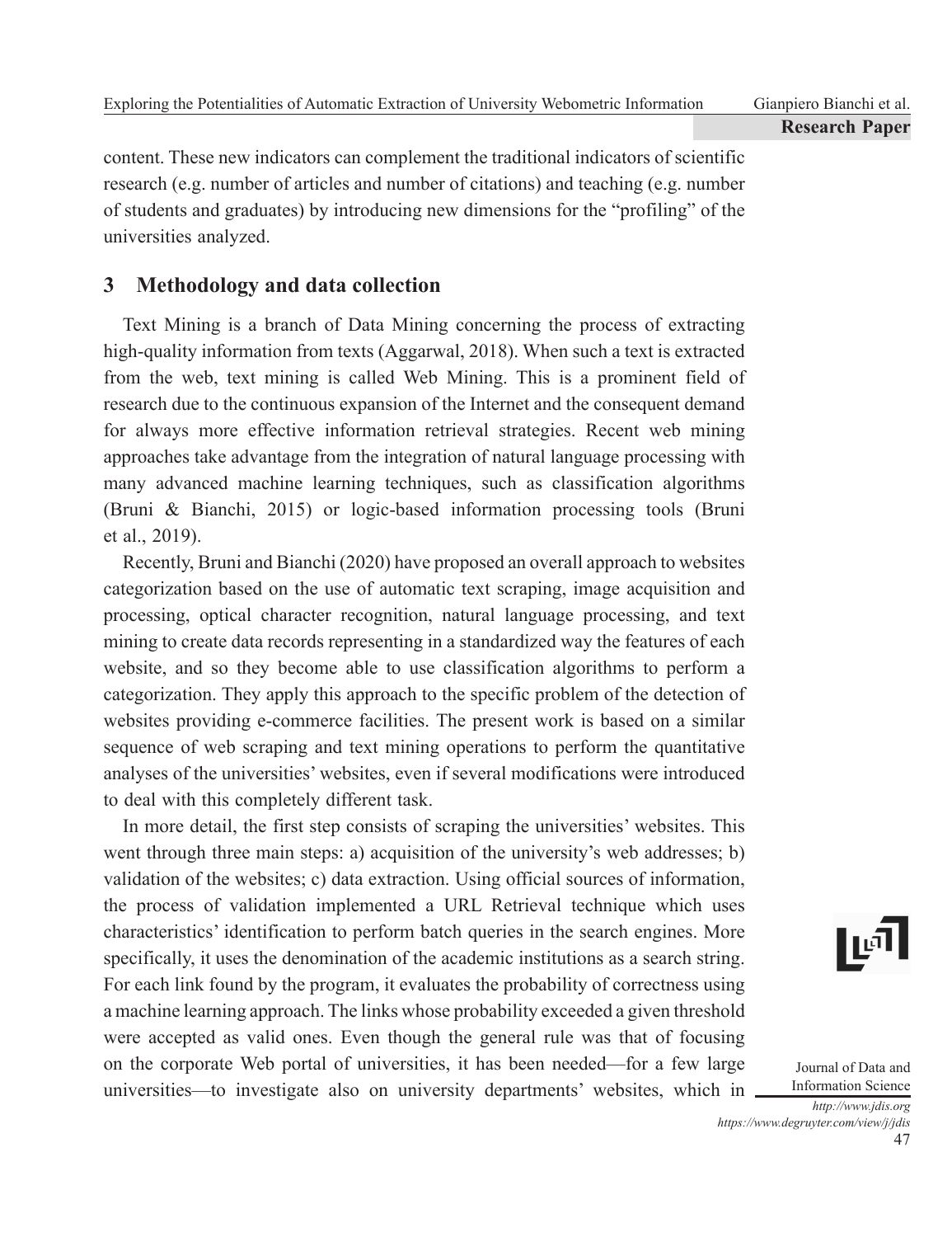content. These new indicators can complement the traditional indicators of scientific research (e.g. number of articles and number of citations) and teaching (e.g. number of students and graduates) by introducing new dimensions for the "profiling" of the universities analyzed.

## 3 Methodology and data collection

Text Mining is a branch of Data Mining concerning the process of extracting high-quality information from texts (Aggarwal, 2018). When such a text is extracted from the web, text mining is called Web Mining. This is a prominent field of research due to the continuous expansion of the Internet and the consequent demand for always more effective information retrieval strategies. Recent web mining approaches take advantage from the integration of natural language processing with many advanced machine learning techniques, such as classification algorithms (Bruni & Bianchi, 2015) or logic-based information processing tools (Bruni et al., 2019).

Recently, Bruni and Bianchi (2020) have proposed an overall approach to websites categorization based on the use of automatic text scraping, image acquisition and processing, optical character recognition, natural language processing, and text mining to create data records representing in a standardized way the features of each website, and so they become able to use classification algorithms to perform a categorization. They apply this approach to the specific problem of the detection of websites providing e-commerce facilities. The present work is based on a similar sequence of web scraping and text mining operations to perform the quantitative analyses of the universities' websites, even if several modifications were introduced to deal with this completely different task.

In more detail, the first step consists of scraping the universities' websites. This went through three main steps: a) acquisition of the university's web addresses; b) validation of the websites; c) data extraction. Using official sources of information, the process of validation implemented a URL Retrieval technique which uses characteristics' identification to perform batch queries in the search engines. More specifically, it uses the denomination of the academic institutions as a search string. For each link found by the program, it evaluates the probability of correctness using a machine learning approach. The links whose probability exceeded a given threshold were accepted as valid ones. Even though the general rule was that of focusing on the corporate Web portal of universities, it has been needed—for a few large universities—to investigate also on university departments' websites, which in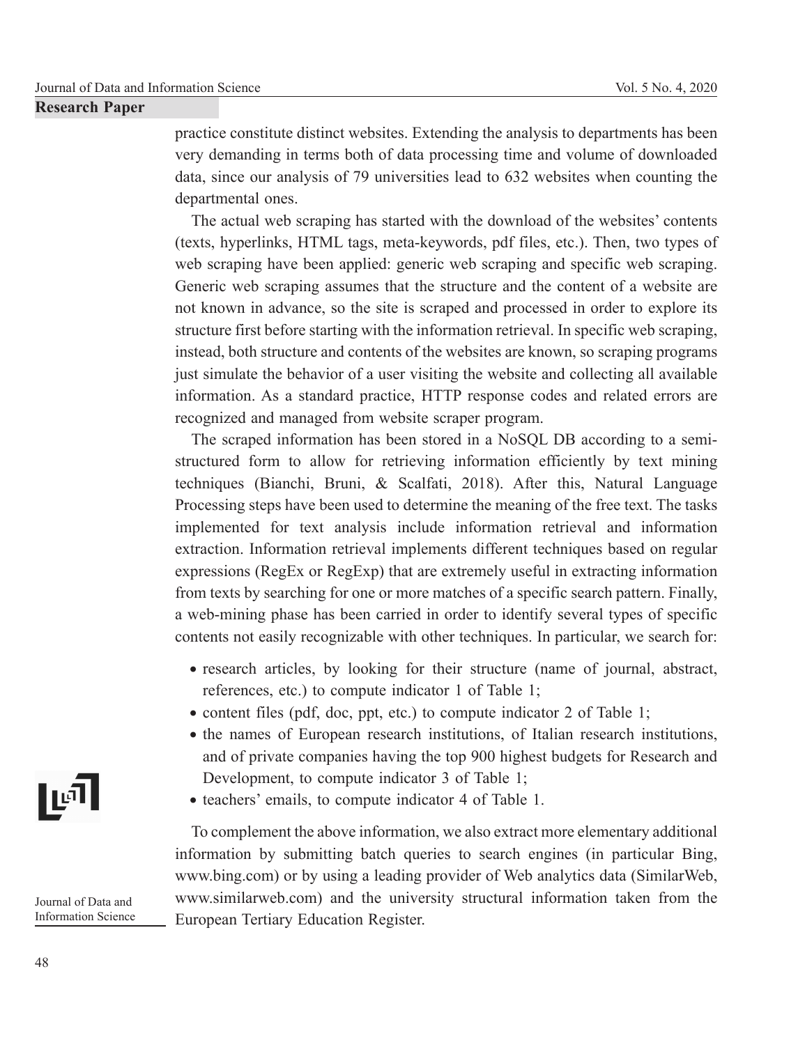practice constitute distinct websites. Extending the analysis to departments has been very demanding in terms both of data processing time and volume of downloaded data, since our analysis of 79 universities lead to 632 websites when counting the departmental ones.

The actual web scraping has started with the download of the websites' contents (texts, hyperlinks, HTML tags, meta-keywords, pdf files, etc.). Then, two types of web scraping have been applied: generic web scraping and specific web scraping. Generic web scraping assumes that the structure and the content of a website are not known in advance, so the site is scraped and processed in order to explore its structure first before starting with the information retrieval. In specific web scraping, instead, both structure and contents of the websites are known, so scraping programs just simulate the behavior of a user visiting the website and collecting all available information. As a standard practice, HTTP response codes and related errors are recognized and managed from website scraper program.

The scraped information has been stored in a NoSQL DB according to a semi-structured form to allow for retrieving information efficiently by text mining techniques (Bianchi, Bruni, & Scalfati, 2018). After this, Natural Language Processing steps have been used to determine the meaning of the free text. The tasks implemented for text analysis include information retrieval and information extraction. Information retrieval implements different techniques based on regular expressions (RegEx or RegExp) that are extremely useful in extracting information from texts by searching for one or more matches of a specific search pattern. Finally, a web-mining phase has been carried in order to identify several types of specific contents not easily recognizable with other techniques. In particular, we search for:

- research articles, by looking for their structure (name of journal, abstract, references, etc.) to compute indicator 1 of Table 1;
- content files (pdf, doc, ppt, etc.) to compute indicator 2 of Table 1;
- the names of European research institutions, of Italian research institutions, and of private companies having the top 900 highest budgets for Research and Development, to compute indicator 3 of Table 1;
- teachers' emails, to compute indicator 4 of Table 1.

To complement the above information, we also extract more elementary additional information by submitting batch queries to search engines (in particular Bing, www.bing.com) or by using a leading provider of Web analytics data (SimilarWeb, www.similarweb.com) and the university structural information taken from the European Tertiary Education Register.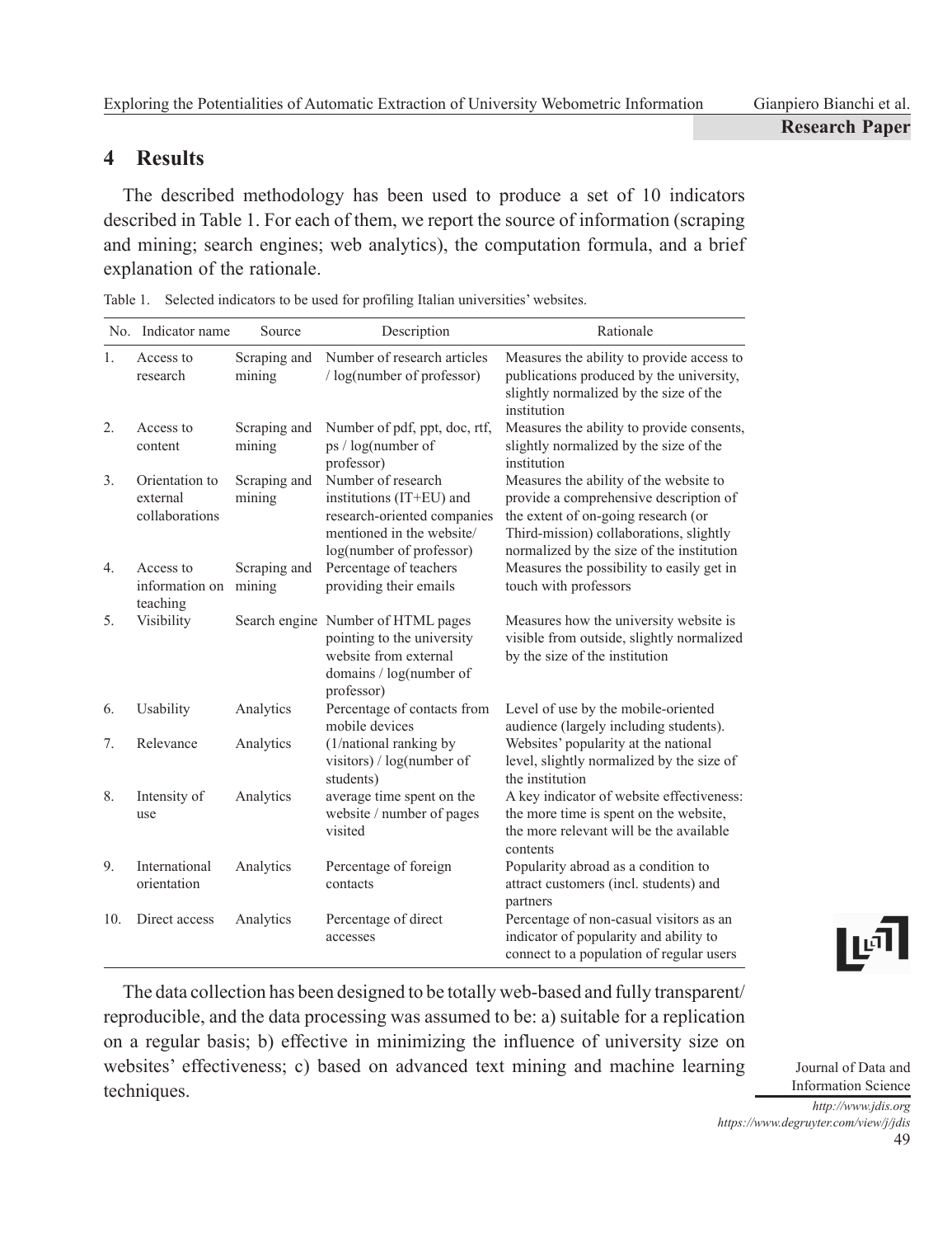## 4 Results

The described methodology has been used to produce a set of 10 indicators described in Table 1. For each of them, we report the source of information (scraping and mining; search engines; web analytics), the computation formula, and a brief explanation of the rationale.

Table 1. Selected indicators to be used for profiling Italian universities' websites.

| No. | Indicator name | Source | Description | Rationale |
|---|---|---|---|---|
| 1. | Access to research | Scraping and mining | Number of research articles / log(number of professor) | Measures the ability to provide access to publications produced by the university, slightly normalized by the size of the institution |
| 2. | Access to content | Scraping and mining | Number of pdf, ppt, doc, rtf, ps / log(number of professor) | Measures the ability to provide consents, slightly normalized by the size of the institution |
| 3. | Orientation to external collaborations | Scraping and mining | Number of research institutions (IT+EU) and research-oriented companies mentioned in the website/ log(number of professor) | Measures the ability of the website to provide a comprehensive description of the extent of on-going research (or Third-mission) collaborations, slightly normalized by the size of the institution |
| 4. | Access to information on teaching | Scraping and mining | Percentage of teachers providing their emails | Measures the possibility to easily get in touch with professors |
| 5. | Visibility | Search engine | Number of HTML pages pointing to the university website from external domains / log(number of professor) | Measures how the university website is visible from outside, slightly normalized by the size of the institution |
| 6. | Usability | Analytics | Percentage of contacts from mobile devices | Level of use by the mobile-oriented audience (largely including students). |
| 7. | Relevance | Analytics | (1/national ranking by visitors) / log(number of students) | Websites' popularity at the national level, slightly normalized by the size of the institution |
| 8. | Intensity of use | Analytics | average time spent on the website / number of pages visited | A key indicator of website effectiveness: the more time is spent on the website, the more relevant will be the available contents |
| 9. | International orientation | Analytics | Percentage of foreign contacts | Popularity abroad as a condition to attract customers (incl. students) and partners |
| 10. | Direct access | Analytics | Percentage of direct accesses | Percentage of non-casual visitors as an indicator of popularity and ability to connect to a population of regular users |

The data collection has been designed to be totally web-based and fully transparent/ reproducible, and the data processing was assumed to be: a) suitable for a replication on a regular basis; b) effective in minimizing the influence of university size on websites' effectiveness; c) based on advanced text mining and machine learning techniques.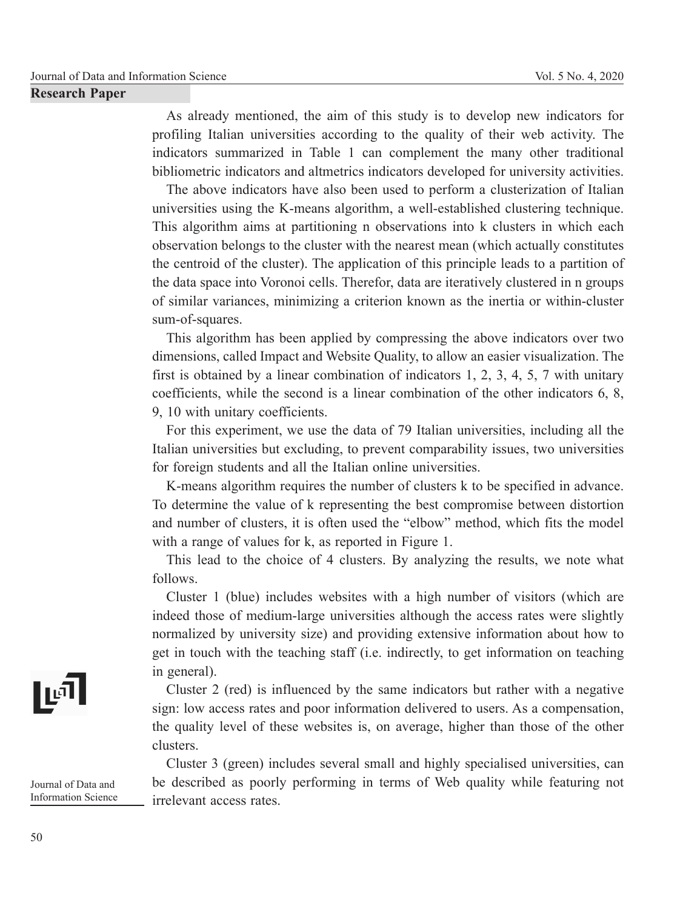As already mentioned, the aim of this study is to develop new indicators for profiling Italian universities according to the quality of their web activity. The indicators summarized in Table 1 can complement the many other traditional bibliometric indicators and altmetrics indicators developed for university activities.

The above indicators have also been used to perform a clusterization of Italian universities using the K-means algorithm, a well-established clustering technique. This algorithm aims at partitioning n observations into k clusters in which each observation belongs to the cluster with the nearest mean (which actually constitutes the centroid of the cluster). The application of this principle leads to a partition of the data space into Voronoi cells. Therefor, data are iteratively clustered in n groups of similar variances, minimizing a criterion known as the inertia or within-cluster sum-of-squares.

This algorithm has been applied by compressing the above indicators over two dimensions, called Impact and Website Quality, to allow an easier visualization. The first is obtained by a linear combination of indicators 1, 2, 3, 4, 5, 7 with unitary coefficients, while the second is a linear combination of the other indicators 6, 8, 9, 10 with unitary coefficients.

For this experiment, we use the data of 79 Italian universities, including all the Italian universities but excluding, to prevent comparability issues, two universities for foreign students and all the Italian online universities.

K-means algorithm requires the number of clusters k to be specified in advance. To determine the value of k representing the best compromise between distortion and number of clusters, it is often used the "elbow" method, which fits the model with a range of values for k, as reported in Figure 1.

This lead to the choice of 4 clusters. By analyzing the results, we note what follows.

Cluster 1 (blue) includes websites with a high number of visitors (which are indeed those of medium-large universities although the access rates were slightly normalized by university size) and providing extensive information about how to get in touch with the teaching staff (i.e. indirectly, to get information on teaching in general).

Cluster 2 (red) is influenced by the same indicators but rather with a negative sign: low access rates and poor information delivered to users. As a compensation, the quality level of these websites is, on average, higher than those of the other clusters.

Cluster 3 (green) includes several small and highly specialised universities, can be described as poorly performing in terms of Web quality while featuring not irrelevant access rates.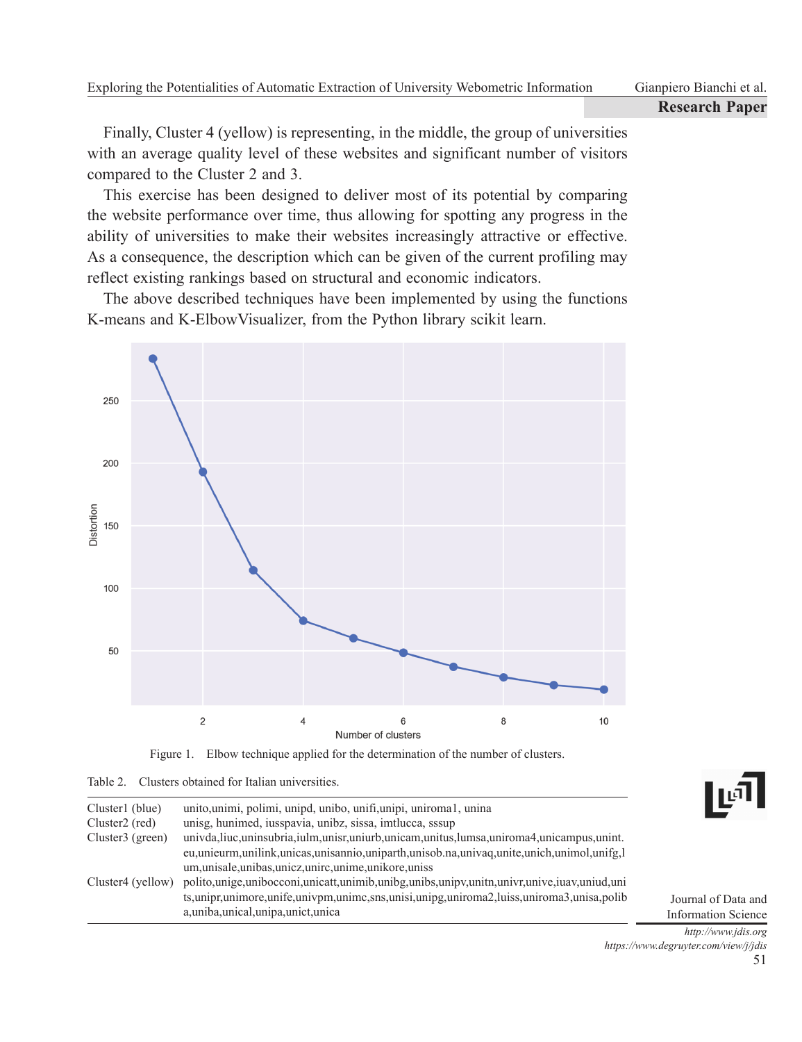Finally, Cluster 4 (yellow) is representing, in the middle, the group of universities with an average quality level of these websites and significant number of visitors compared to the Cluster 2 and 3.

This exercise has been designed to deliver most of its potential by comparing the website performance over time, thus allowing for spotting any progress in the ability of universities to make their websites increasingly attractive or effective. As a consequence, the description which can be given of the current profiling may reflect existing rankings based on structural and economic indicators.

The above described techniques have been implemented by using the functions K-means and K-ElbowVisualizer, from the Python library scikit learn.

Figure 1. Elbow technique applied for the determination of the number of clusters.

Table 2. Clusters obtained for Italian universities.

| | |
|---|---|
| Cluster1 (blue) | unito,unimi, polimi, unipd, unibo, unifi,unipi, uniroma1, unina |
| Cluster2 (red) | unisg, hunimed, iusspavia, unibz, sissa, imtlucca, sssup |
| Cluster3 (green) | univda,liuc,uninsubria,iulm,unisr,uniurb,unicam,unitus,lumsa,uniroma4,unicampus,unint.eu,unieurm,unilink,unicas,unisannio,uniparth,unisob.na,univaq,unite,unich,unimol,unifg,lum,unisale,unibas,unicz,unirc,unime,unikore,uniss |
| Cluster4 (yellow) | polito,unige,unibocconi,unicatt,unimib,unibg,unibs,unipv,unitn,univr,unive,iuav,uniud,units,unipr,unimore,unife,univpm,unimc,sns,unisi,unipg,uniroma2,luiss,uniroma3,unisa,poliba,uniba,unical,unipa,unict,unica |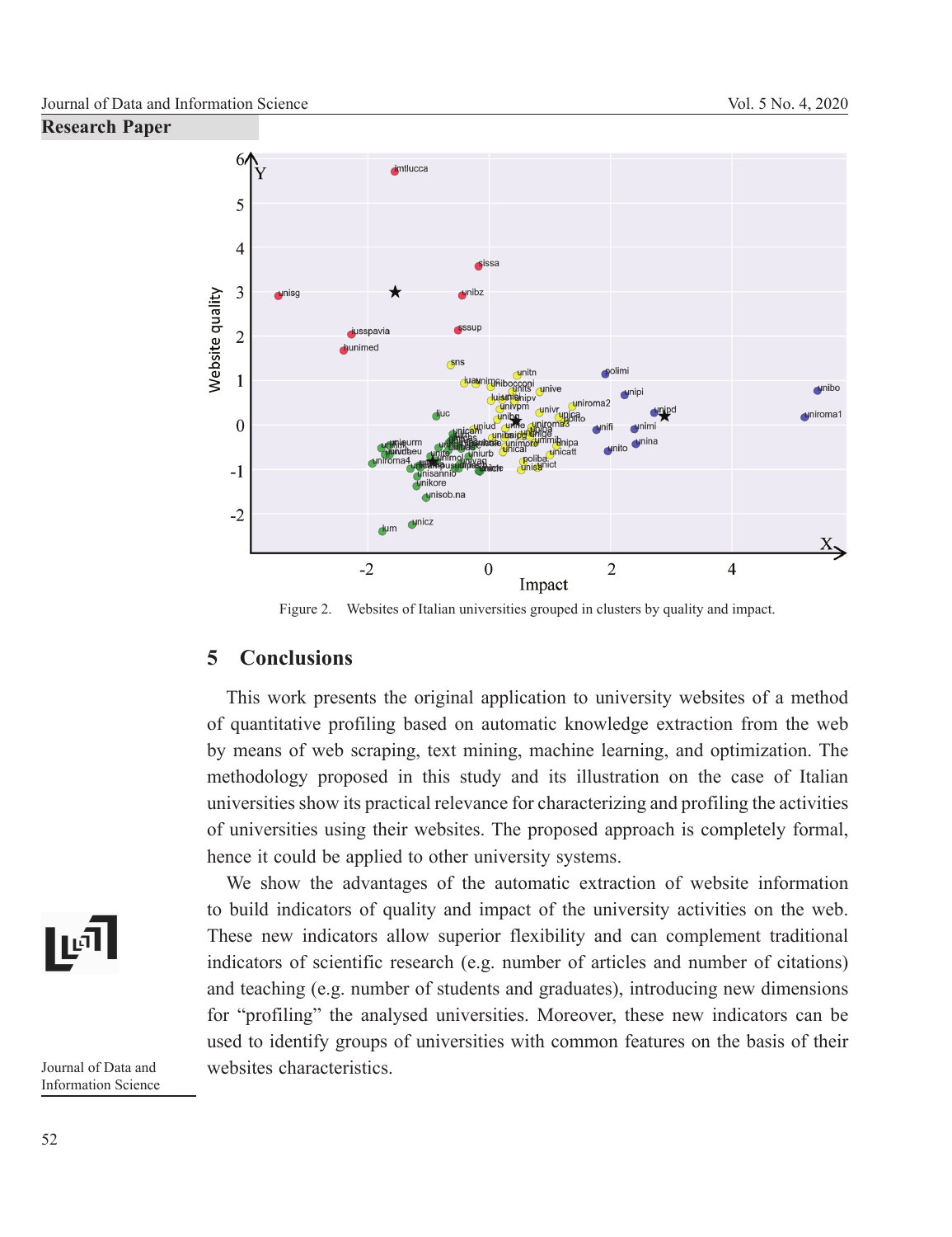Figure 2. Websites of Italian universities grouped in clusters by quality and impact.

## 5 Conclusions

This work presents the original application to university websites of a method of quantitative profiling based on automatic knowledge extraction from the web by means of web scraping, text mining, machine learning, and optimization. The methodology proposed in this study and its illustration on the case of Italian universities show its practical relevance for characterizing and profiling the activities of universities using their websites. The proposed approach is completely formal, hence it could be applied to other university systems.

We show the advantages of the automatic extraction of website information to build indicators of quality and impact of the university activities on the web. These new indicators allow superior flexibility and can complement traditional indicators of scientific research (e.g. number of articles and number of citations) and teaching (e.g. number of students and graduates), introducing new dimensions for "profiling" the analysed universities. Moreover, these new indicators can be used to identify groups of universities with common features on the basis of their websites characteristics.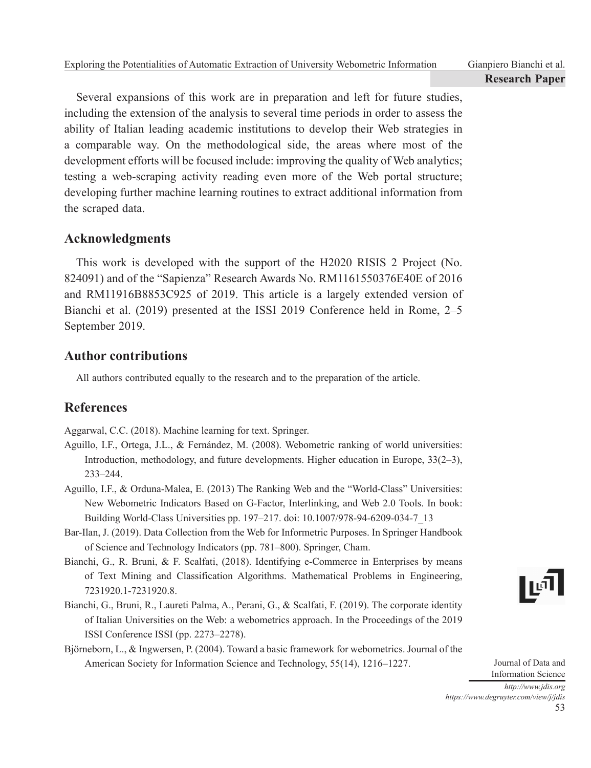Several expansions of this work are in preparation and left for future studies, including the extension of the analysis to several time periods in order to assess the ability of Italian leading academic institutions to develop their Web strategies in a comparable way. On the methodological side, the areas where most of the development efforts will be focused include: improving the quality of Web analytics; testing a web-scraping activity reading even more of the Web portal structure; developing further machine learning routines to extract additional information from the scraped data.

## Acknowledgments

This work is developed with the support of the H2020 RISIS 2 Project (No. 824091) and of the "Sapienza" Research Awards No. RM1161550376E40E of 2016 and RM11916B8853C925 of 2019. This article is a largely extended version of Bianchi et al. (2019) presented at the ISSI 2019 Conference held in Rome, 2–5 September 2019.

## Author contributions

All authors contributed equally to the research and to the preparation of the article.

## References

Aggarwal, C.C. (2018). Machine learning for text. Springer.

Aguillo, I.F., Ortega, J.L., & Fernández, M. (2008). Webometric ranking of world universities: Introduction, methodology, and future developments. Higher education in Europe, 33(2–3), 233–244.

Aguillo, I.F., & Orduna-Malea, E. (2013) The Ranking Web and the "World-Class" Universities: New Webometric Indicators Based on G-Factor, Interlinking, and Web 2.0 Tools. In book: Building World-Class Universities pp. 197–217. doi: 10.1007/978-94-6209-034-7_13

Bar-Ilan, J. (2019). Data Collection from the Web for Informetric Purposes. In Springer Handbook of Science and Technology Indicators (pp. 781–800). Springer, Cham.

Bianchi, G., R. Bruni, & F. Scalfati, (2018). Identifying e-Commerce in Enterprises by means of Text Mining and Classification Algorithms. Mathematical Problems in Engineering, 7231920.1-7231920.8.

Bianchi, G., Bruni, R., Laureti Palma, A., Perani, G., & Scalfati, F. (2019). The corporate identity of Italian Universities on the Web: a webometrics approach. In the Proceedings of the 2019 ISSI Conference ISSI (pp. 2273–2278).

Björneborn, L., & Ingwersen, P. (2004). Toward a basic framework for webometrics. Journal of the American Society for Information Science and Technology, 55(14), 1216–1227.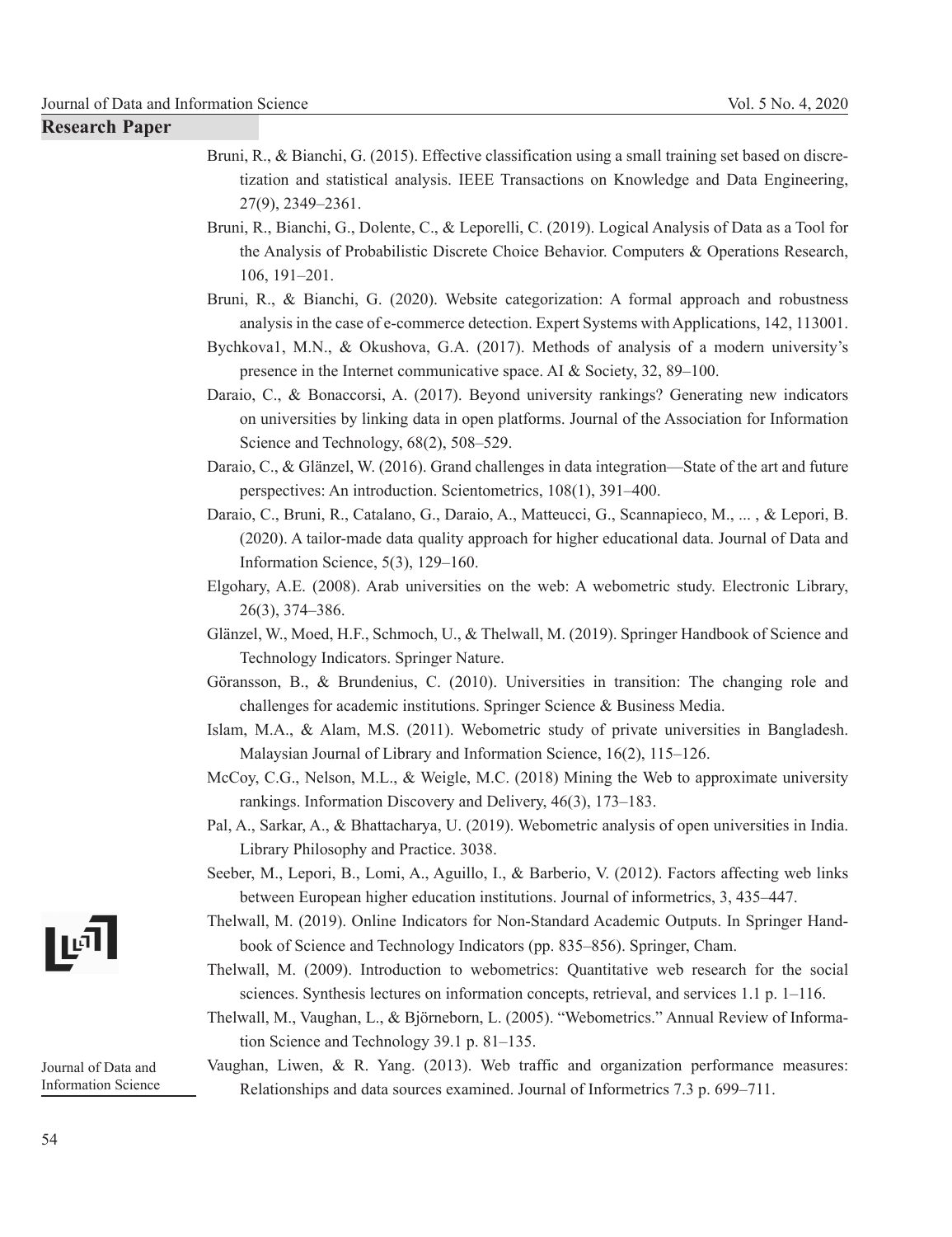Bruni, R., & Bianchi, G. (2015). Effective classification using a small training set based on discretization and statistical analysis. IEEE Transactions on Knowledge and Data Engineering, 27(9), 2349–2361.

Bruni, R., Bianchi, G., Dolente, C., & Leporelli, C. (2019). Logical Analysis of Data as a Tool for the Analysis of Probabilistic Discrete Choice Behavior. Computers & Operations Research, 106, 191–201.

Bruni, R., & Bianchi, G. (2020). Website categorization: A formal approach and robustness analysis in the case of e-commerce detection. Expert Systems with Applications, 142, 113001.

Bychkova1, M.N., & Okushova, G.A. (2017). Methods of analysis of a modern university's presence in the Internet communicative space. AI & Society, 32, 89–100.

Daraio, C., & Bonaccorsi, A. (2017). Beyond university rankings? Generating new indicators on universities by linking data in open platforms. Journal of the Association for Information Science and Technology, 68(2), 508–529.

Daraio, C., & Glänzel, W. (2016). Grand challenges in data integration—State of the art and future perspectives: An introduction. Scientometrics, 108(1), 391–400.

Daraio, C., Bruni, R., Catalano, G., Daraio, A., Matteucci, G., Scannapieco, M., ... , & Lepori, B. (2020). A tailor-made data quality approach for higher educational data. Journal of Data and Information Science, 5(3), 129–160.

Elgohary, A.E. (2008). Arab universities on the web: A webometric study. Electronic Library, 26(3), 374–386.

Glänzel, W., Moed, H.F., Schmoch, U., & Thelwall, M. (2019). Springer Handbook of Science and Technology Indicators. Springer Nature.

Göransson, B., & Brundenius, C. (2010). Universities in transition: The changing role and challenges for academic institutions. Springer Science & Business Media.

Islam, M.A., & Alam, M.S. (2011). Webometric study of private universities in Bangladesh. Malaysian Journal of Library and Information Science, 16(2), 115–126.

McCoy, C.G., Nelson, M.L., & Weigle, M.C. (2018) Mining the Web to approximate university rankings. Information Discovery and Delivery, 46(3), 173–183.

Pal, A., Sarkar, A., & Bhattacharya, U. (2019). Webometric analysis of open universities in India. Library Philosophy and Practice. 3038.

Seeber, M., Lepori, B., Lomi, A., Aguillo, I., & Barberio, V. (2012). Factors affecting web links between European higher education institutions. Journal of informetrics, 3, 435–447.

Thelwall, M. (2019). Online Indicators for Non-Standard Academic Outputs. In Springer Handbook of Science and Technology Indicators (pp. 835–856). Springer, Cham.

Thelwall, M. (2009). Introduction to webometrics: Quantitative web research for the social sciences. Synthesis lectures on information concepts, retrieval, and services 1.1 p. 1–116.

Thelwall, M., Vaughan, L., & Björneborn, L. (2005). "Webometrics." Annual Review of Information Science and Technology 39.1 p. 81–135.

Vaughan, Liwen, & R. Yang. (2013). Web traffic and organization performance measures: Relationships and data sources examined. Journal of Informetrics 7.3 p. 699–711.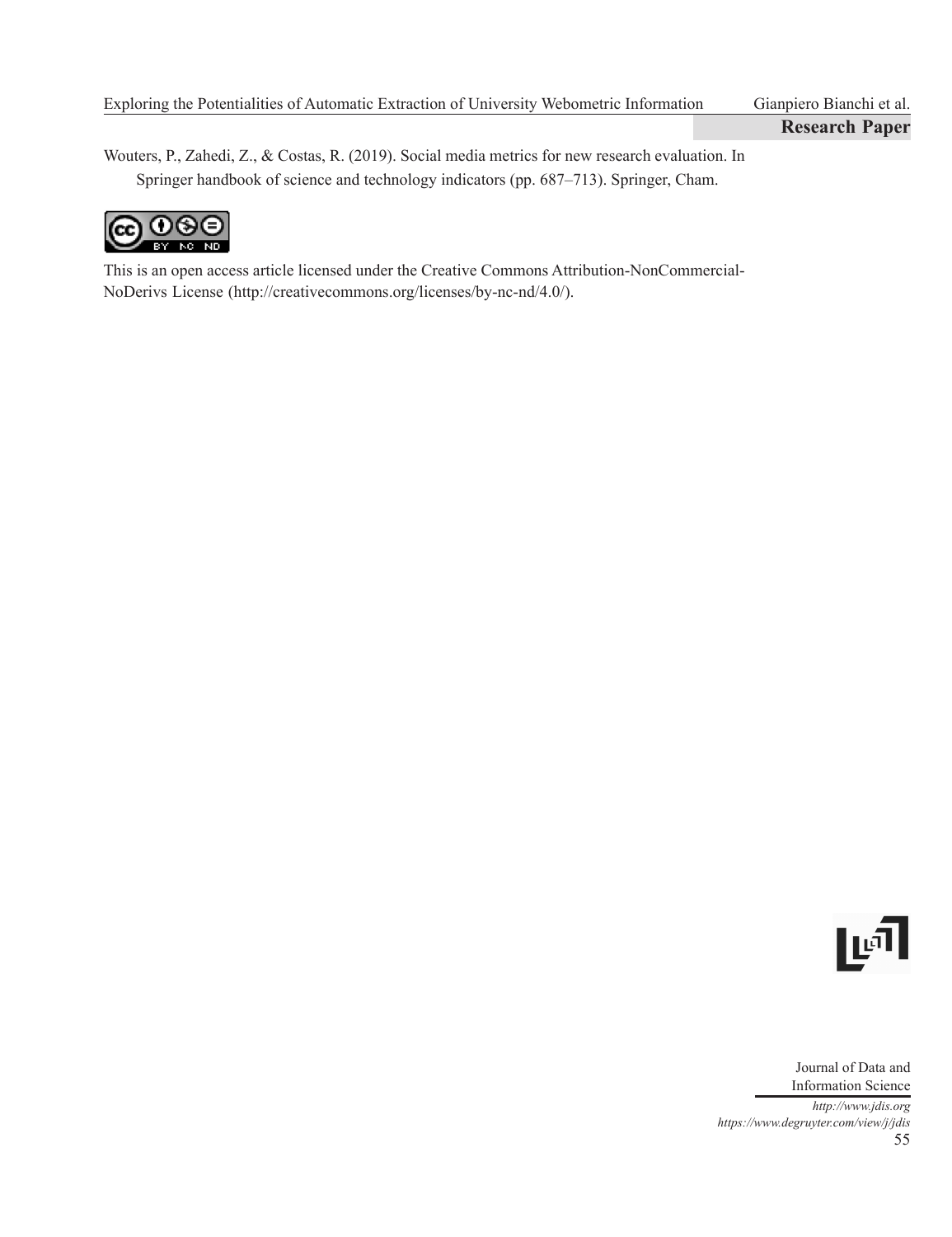Wouters, P., Zahedi, Z., & Costas, R. (2019). Social media metrics for new research evaluation. In Springer handbook of science and technology indicators (pp. 687–713). Springer, Cham.

This is an open access article licensed under the Creative Commons Attribution-NonCommercial-NoDerivs License (http://creativecommons.org/licenses/by-nc-nd/4.0/).